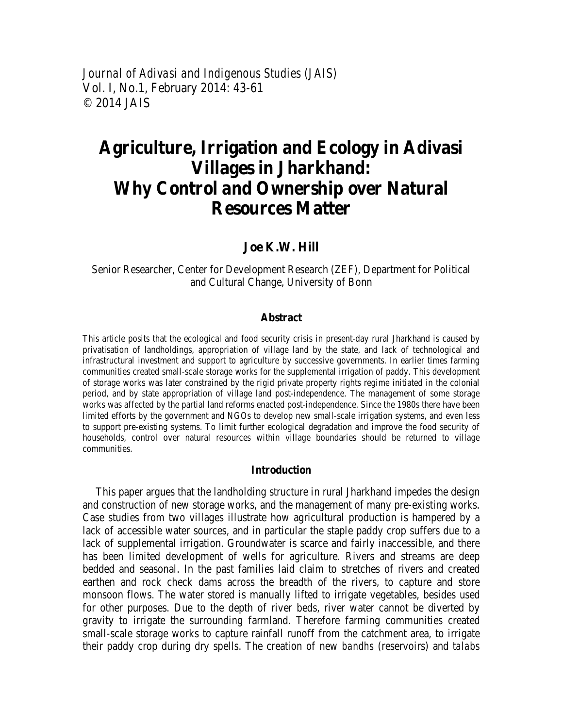*Journal of Adivasi and Indigenous Studies (JAIS)*
Vol. I, No.1, February 2014: 43-61
© 2014 JAIS

# Agriculture, Irrigation and Ecology in Adivasi Villages in Jharkhand: Why Control and Ownership over Natural Resources Matter

**Joe K.W. Hill**

Senior Researcher, Center for Development Research (ZEF), Department for Political and Cultural Change, University of Bonn

### Abstract

This article posits that the ecological and food security crisis in present-day rural Jharkhand is caused by privatisation of landholdings, appropriation of village land by the state, and lack of technological and infrastructural investment and support to agriculture by successive governments. In earlier times farming communities created small-scale storage works for the supplemental irrigation of paddy. This development of storage works was later constrained by the rigid private property rights regime initiated in the colonial period, and by state appropriation of village land post-independence. The management of some storage works was affected by the partial land reforms enacted post-independence. Since the 1980s there have been limited efforts by the government and NGOs to develop new small-scale irrigation systems, and even less to support pre-existing systems. To limit further ecological degradation and improve the food security of households, control over natural resources within village boundaries should be returned to village communities.

### Introduction

This paper argues that the landholding structure in rural Jharkhand impedes the design and construction of new storage works, and the management of many pre-existing works. Case studies from two villages illustrate how agricultural production is hampered by a lack of accessible water sources, and in particular the staple paddy crop suffers due to a lack of supplemental irrigation. Groundwater is scarce and fairly inaccessible, and there has been limited development of wells for agriculture. Rivers and streams are deep bedded and seasonal. In the past families laid claim to stretches of rivers and created earthen and rock check dams across the breadth of the rivers, to capture and store monsoon flows. The water stored is manually lifted to irrigate vegetables, besides used for other purposes. Due to the depth of river beds, river water cannot be diverted by gravity to irrigate the surrounding farmland. Therefore farming communities created small-scale storage works to capture rainfall runoff from the catchment area, to irrigate their paddy crop during dry spells. The creation of new *bandhs* (reservoirs) and *talabs*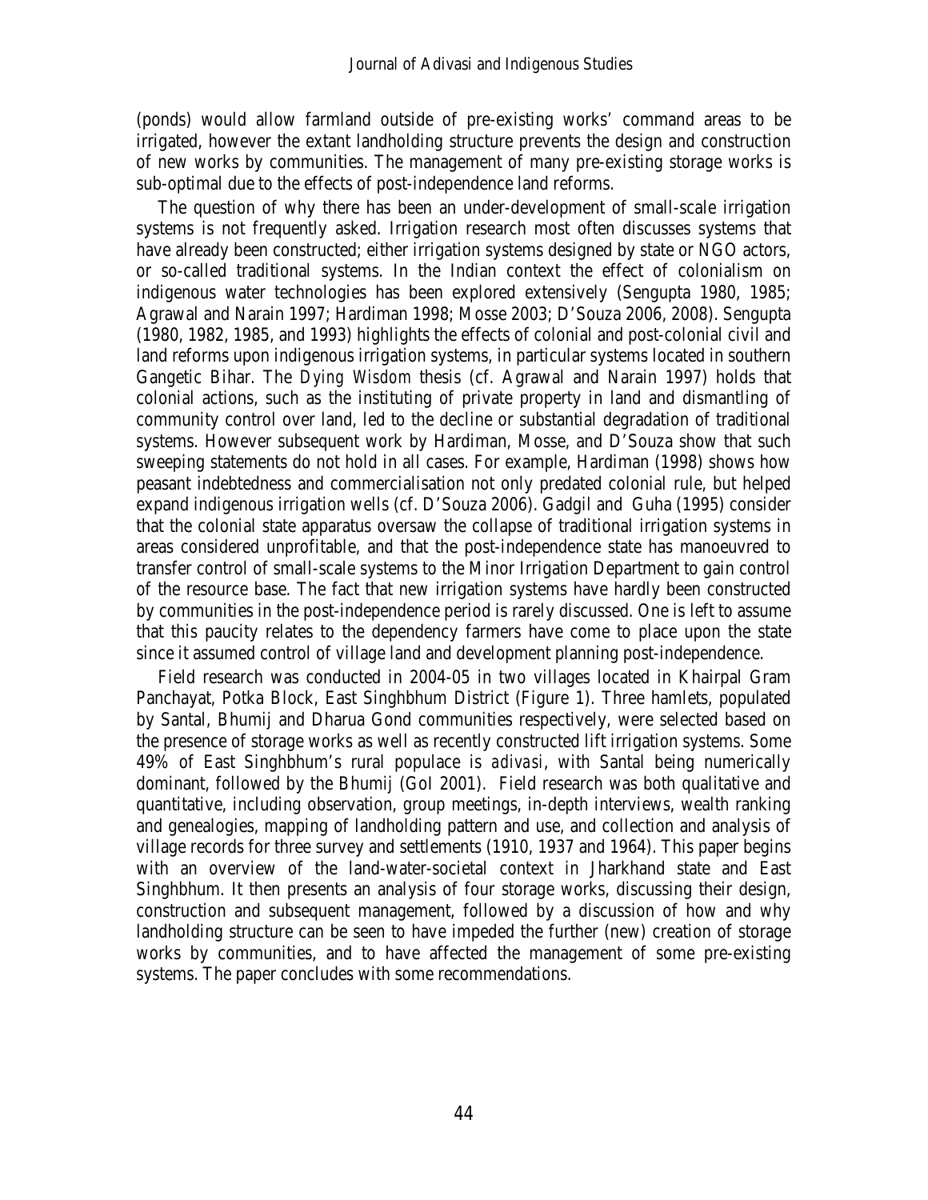(ponds) would allow farmland outside of pre-existing works' command areas to be irrigated, however the extant landholding structure prevents the design and construction of new works by communities. The management of many pre-existing storage works is sub-optimal due to the effects of post-independence land reforms.

The question of why there has been an under-development of small-scale irrigation systems is not frequently asked. Irrigation research most often discusses systems that have already been constructed; either irrigation systems designed by state or NGO actors, or so-called traditional systems. In the Indian context the effect of colonialism on indigenous water technologies has been explored extensively (Sengupta 1980, 1985; Agrawal and Narain 1997; Hardiman 1998; Mosse 2003; D'Souza 2006, 2008). Sengupta (1980, 1982, 1985, and 1993) highlights the effects of colonial and post-colonial civil and land reforms upon indigenous irrigation systems, in particular systems located in southern Gangetic Bihar. The *Dying Wisdom* thesis (cf. Agrawal and Narain 1997) holds that colonial actions, such as the instituting of private property in land and dismantling of community control over land, led to the decline or substantial degradation of traditional systems. However subsequent work by Hardiman, Mosse, and D'Souza show that such sweeping statements do not hold in all cases. For example, Hardiman (1998) shows how peasant indebtedness and commercialisation not only predated colonial rule, but helped expand indigenous irrigation wells (cf. D'Souza 2006). Gadgil and Guha (1995) consider that the colonial state apparatus oversaw the collapse of traditional irrigation systems in areas considered unprofitable, and that the post-independence state has manoeuvred to transfer control of small-scale systems to the Minor Irrigation Department to gain control of the resource base. The fact that new irrigation systems have hardly been constructed by communities in the post-independence period is rarely discussed. One is left to assume that this paucity relates to the dependency farmers have come to place upon the state since it assumed control of village land and development planning post-independence.

Field research was conducted in 2004-05 in two villages located in Khairpal Gram Panchayat, Potka Block, East Singhbhum District (Figure 1). Three hamlets, populated by Santal, Bhumij and Dharua Gond communities respectively, were selected based on the presence of storage works as well as recently constructed lift irrigation systems. Some 49% of East Singhbhum's rural populace is *adivasi*, with Santal being numerically dominant, followed by the Bhumij (GoI 2001). Field research was both qualitative and quantitative, including observation, group meetings, in-depth interviews, wealth ranking and genealogies, mapping of landholding pattern and use, and collection and analysis of village records for three survey and settlements (1910, 1937 and 1964). This paper begins with an overview of the land-water-societal context in Jharkhand state and East Singhbhum. It then presents an analysis of four storage works, discussing their design, construction and subsequent management, followed by a discussion of how and why landholding structure can be seen to have impeded the further (new) creation of storage works by communities, and to have affected the management of some pre-existing systems. The paper concludes with some recommendations.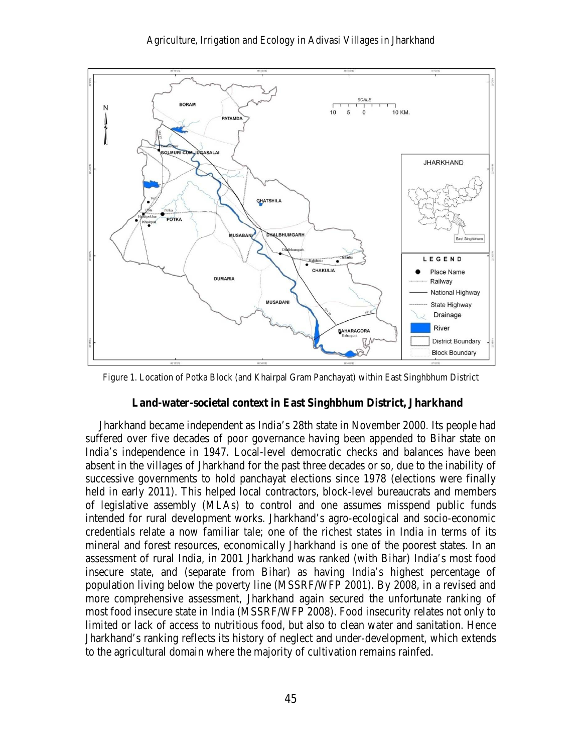Figure 1. Location of Potka Block (and Khairpal Gram Panchayat) within East Singhbhum District

## Land-water-societal context in East Singhbhum District, Jharkhand

Jharkhand became independent as India's 28th state in November 2000. Its people had suffered over five decades of poor governance having been appended to Bihar state on India's independence in 1947. Local-level democratic checks and balances have been absent in the villages of Jharkhand for the past three decades or so, due to the inability of successive governments to hold panchayat elections since 1978 (elections were finally held in early 2011). This helped local contractors, block-level bureaucrats and members of legislative assembly (MLAs) to control and one assumes misspend public funds intended for rural development works. Jharkhand's agro-ecological and socio-economic credentials relate a now familiar tale; one of the richest states in India in terms of its mineral and forest resources, economically Jharkhand is one of the poorest states. In an assessment of rural India, in 2001 Jharkhand was ranked (with Bihar) India's most food insecure state, and (separate from Bihar) as having India's highest percentage of population living below the poverty line (MSSRF/WFP 2001). By 2008, in a revised and more comprehensive assessment, Jharkhand again secured the unfortunate ranking of most food insecure state in India (MSSRF/WFP 2008). Food insecurity relates not only to limited or lack of access to nutritious food, but also to clean water and sanitation. Hence Jharkhand's ranking reflects its history of neglect and under-development, which extends to the agricultural domain where the majority of cultivation remains rainfed.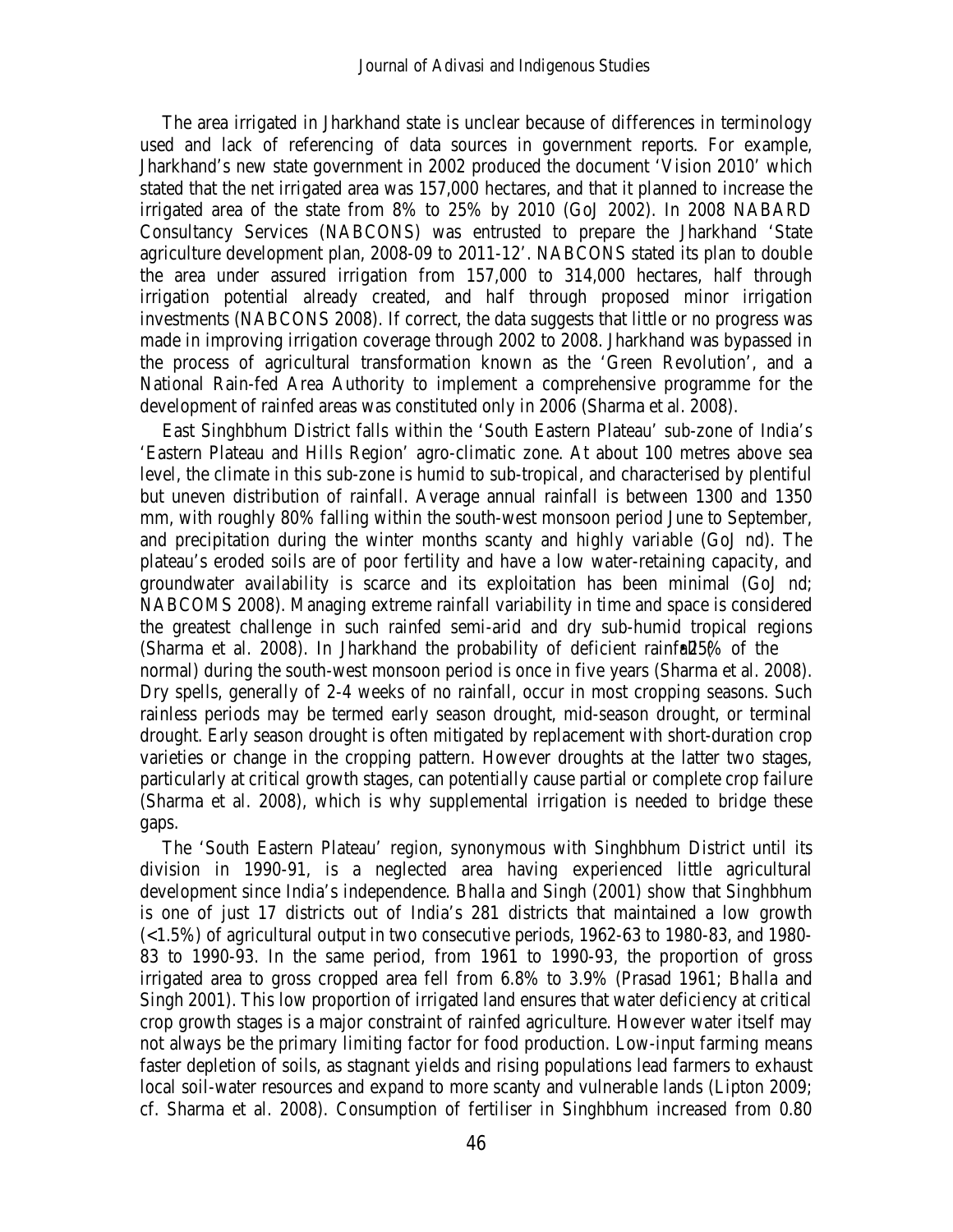The area irrigated in Jharkhand state is unclear because of differences in terminology used and lack of referencing of data sources in government reports. For example, Jharkhand's new state government in 2002 produced the document 'Vision 2010' which stated that the net irrigated area was 157,000 hectares, and that it planned to increase the irrigated area of the state from 8% to 25% by 2010 (GoJ 2002). In 2008 NABARD Consultancy Services (NABCONS) was entrusted to prepare the Jharkhand 'State agriculture development plan, 2008-09 to 2011-12'. NABCONS stated its plan to double the area under assured irrigation from 157,000 to 314,000 hectares, half through irrigation potential already created, and half through proposed minor irrigation investments (NABCONS 2008). If correct, the data suggests that little or no progress was made in improving irrigation coverage through 2002 to 2008. Jharkhand was bypassed in the process of agricultural transformation known as the 'Green Revolution', and a National Rain-fed Area Authority to implement a comprehensive programme for the development of rainfed areas was constituted only in 2006 (Sharma et al. 2008).

East Singhbhum District falls within the 'South Eastern Plateau' sub-zone of India's 'Eastern Plateau and Hills Region' agro-climatic zone. At about 100 metres above sea level, the climate in this sub-zone is humid to sub-tropical, and characterised by plentiful but uneven distribution of rainfall. Average annual rainfall is between 1300 and 1350 mm, with roughly 80% falling within the south-west monsoon period June to September, and precipitation during the winter months scanty and highly variable (GoJ nd). The plateau's eroded soils are of poor fertility and have a low water-retaining capacity, and groundwater availability is scarce and its exploitation has been minimal (GoJ nd; NABCOMS 2008). Managing extreme rainfall variability in time and space is considered the greatest challenge in such rainfed semi-arid and dry sub-humid tropical regions (Sharma et al. 2008). In Jharkhand the probability of deficient rainfall (>25% of the normal) during the south-west monsoon period is once in five years (Sharma et al. 2008). Dry spells, generally of 2-4 weeks of no rainfall, occur in most cropping seasons. Such rainless periods may be termed early season drought, mid-season drought, or terminal drought. Early season drought is often mitigated by replacement with short-duration crop varieties or change in the cropping pattern. However droughts at the latter two stages, particularly at critical growth stages, can potentially cause partial or complete crop failure (Sharma et al. 2008), which is why supplemental irrigation is needed to bridge these gaps.

The 'South Eastern Plateau' region, synonymous with Singhbhum District until its division in 1990-91, is a neglected area having experienced little agricultural development since India's independence. Bhalla and Singh (2001) show that Singhbhum is one of just 17 districts out of India's 281 districts that maintained a low growth (<1.5%) of agricultural output in two consecutive periods, 1962-63 to 1980-83, and 1980-83 to 1990-93. In the same period, from 1961 to 1990-93, the proportion of gross irrigated area to gross cropped area fell from 6.8% to 3.9% (Prasad 1961; Bhalla and Singh 2001). This low proportion of irrigated land ensures that water deficiency at critical crop growth stages is a major constraint of rainfed agriculture. However water itself may not always be the primary limiting factor for food production. Low-input farming means faster depletion of soils, as stagnant yields and rising populations lead farmers to exhaust local soil-water resources and expand to more scanty and vulnerable lands (Lipton 2009; cf. Sharma et al. 2008). Consumption of fertiliser in Singhbhum increased from 0.80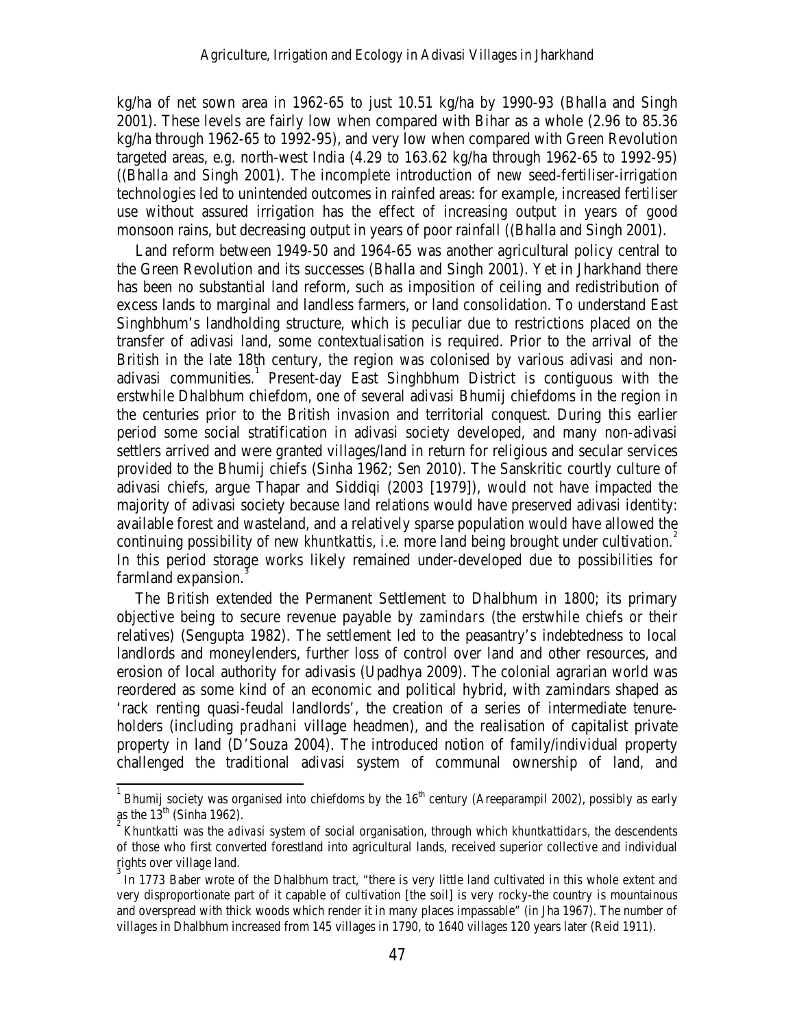kg/ha of net sown area in 1962-65 to just 10.51 kg/ha by 1990-93 (Bhalla and Singh 2001). These levels are fairly low when compared with Bihar as a whole (2.96 to 85.36 kg/ha through 1962-65 to 1992-95), and very low when compared with Green Revolution targeted areas, e.g. north-west India (4.29 to 163.62 kg/ha through 1962-65 to 1992-95) ((Bhalla and Singh 2001). The incomplete introduction of new seed-fertiliser-irrigation technologies led to unintended outcomes in rainfed areas: for example, increased fertiliser use without assured irrigation has the effect of increasing output in years of good monsoon rains, but decreasing output in years of poor rainfall ((Bhalla and Singh 2001).

Land reform between 1949-50 and 1964-65 was another agricultural policy central to the Green Revolution and its successes (Bhalla and Singh 2001). Yet in Jharkhand there has been no substantial land reform, such as imposition of ceiling and redistribution of excess lands to marginal and landless farmers, or land consolidation. To understand East Singhbhum's landholding structure, which is peculiar due to restrictions placed on the transfer of adivasi land, some contextualisation is required. Prior to the arrival of the British in the late 18th century, the region was colonised by various adivasi and non-adivasi communities.[1] Present-day East Singhbhum District is contiguous with the erstwhile Dhalbhum chiefdom, one of several adivasi Bhumij chiefdoms in the region in the centuries prior to the British invasion and territorial conquest. During this earlier period some social stratification in adivasi society developed, and many non-adivasi settlers arrived and were granted villages/land in return for religious and secular services provided to the Bhumij chiefs (Sinha 1962; Sen 2010). The Sanskritic courtly culture of adivasi chiefs, argue Thapar and Siddiqi (2003 [1979]), would not have impacted the majority of adivasi society because land relations would have preserved adivasi identity: available forest and wasteland, and a relatively sparse population would have allowed the continuing possibility of new *khuntkattis*, i.e. more land being brought under cultivation.[2] In this period storage works likely remained under-developed due to possibilities for farmland expansion.[3]

The British extended the Permanent Settlement to Dhalbhum in 1800; its primary objective being to secure revenue payable by *zamindars* (the erstwhile chiefs or their relatives) (Sengupta 1982). The settlement led to the peasantry's indebtedness to local landlords and moneylenders, further loss of control over land and other resources, and erosion of local authority for adivasis (Upadhya 2009). The colonial agrarian world was reordered as some kind of an economic and political hybrid, with zamindars shaped as 'rack renting quasi-feudal landlords', the creation of a series of intermediate tenure-holders (including *pradhani* village headmen), and the realisation of capitalist private property in land (D'Souza 2004). The introduced notion of family/individual property challenged the traditional adivasi system of communal ownership of land, and

---

[1] Bhumij society was organised into chiefdoms by the 16th century (Areeparampil 2002), possibly as early as the 13th (Sinha 1962).

[2] *Khuntkatti* was the *adivasi* system of social organisation, through which *khuntkattidars*, the descendents of those who first converted forestland into agricultural lands, received superior collective and individual rights over village land.

[3] In 1773 Baber wrote of the Dhalbhum tract, "there is very little land cultivated in this whole extent and very disproportionate part of it capable of cultivation [the soil] is very rocky-the country is mountainous and overspread with thick woods which render it in many places impassable" (in Jha 1967). The number of villages in Dhalbhum increased from 145 villages in 1790, to 1640 villages 120 years later (Reid 1911).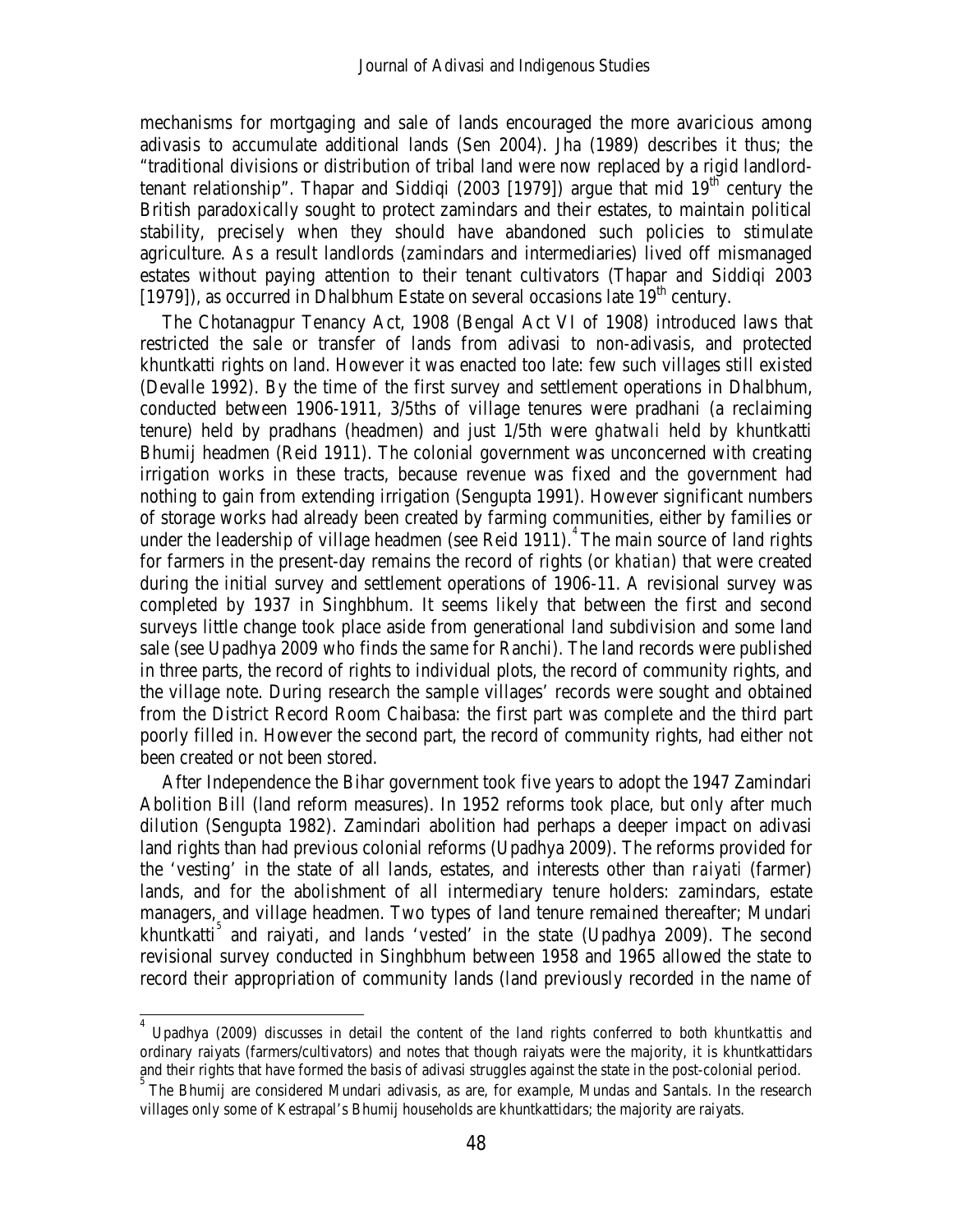mechanisms for mortgaging and sale of lands encouraged the more avaricious among adivasis to accumulate additional lands (Sen 2004). Jha (1989) describes it thus; the "traditional divisions or distribution of tribal land were now replaced by a rigid landlord-tenant relationship". Thapar and Siddiqi (2003 [1979]) argue that mid 19th century the British paradoxically sought to protect zamindars and their estates, to maintain political stability, precisely when they should have abandoned such policies to stimulate agriculture. As a result landlords (zamindars and intermediaries) lived off mismanaged estates without paying attention to their tenant cultivators (Thapar and Siddiqi 2003 [1979]), as occurred in Dhalbhum Estate on several occasions late 19th century.

The Chotanagpur Tenancy Act, 1908 (Bengal Act VI of 1908) introduced laws that restricted the sale or transfer of lands from adivasi to non-adivasis, and protected khuntkatti rights on land. However it was enacted too late: few such villages still existed (Devalle 1992). By the time of the first survey and settlement operations in Dhalbhum, conducted between 1906-1911, 3/5ths of village tenures were pradhani (a reclaiming tenure) held by pradhans (headmen) and just 1/5th were *ghatwali* held by khuntkatti Bhumij headmen (Reid 1911). The colonial government was unconcerned with creating irrigation works in these tracts, because revenue was fixed and the government had nothing to gain from extending irrigation (Sengupta 1991). However significant numbers of storage works had already been created by farming communities, either by families or under the leadership of village headmen (see Reid 1911).[4] The main source of land rights for farmers in the present-day remains the record of rights (or *khatian*) that were created during the initial survey and settlement operations of 1906-11. A revisional survey was completed by 1937 in Singhbhum. It seems likely that between the first and second surveys little change took place aside from generational land subdivision and some land sale (see Upadhya 2009 who finds the same for Ranchi). The land records were published in three parts, the record of rights to individual plots, the record of community rights, and the village note. During research the sample villages' records were sought and obtained from the District Record Room Chaibasa: the first part was complete and the third part poorly filled in. However the second part, the record of community rights, had either not been created or not been stored.

After Independence the Bihar government took five years to adopt the 1947 Zamindari Abolition Bill (land reform measures). In 1952 reforms took place, but only after much dilution (Sengupta 1982). Zamindari abolition had perhaps a deeper impact on adivasi land rights than had previous colonial reforms (Upadhya 2009). The reforms provided for the 'vesting' in the state of all lands, estates, and interests other than *raiyati* (farmer) lands, and for the abolishment of all intermediary tenure holders: zamindars, estate managers, and village headmen. Two types of land tenure remained thereafter; Mundari khuntkatti[5] and raiyati, and lands 'vested' in the state (Upadhya 2009). The second revisional survey conducted in Singhbhum between 1958 and 1965 allowed the state to record their appropriation of community lands (land previously recorded in the name of

---

[4] Upadhya (2009) discusses in detail the content of the land rights conferred to both *khuntkattis* and ordinary raiyats (farmers/cultivators) and notes that though raiyats were the majority, it is khuntkattidars and their rights that have formed the basis of adivasi struggles against the state in the post-colonial period.

[5] The Bhumij are considered Mundari adivasis, as are, for example, Mundas and Santals. In the research villages only some of Kestrapal's Bhumij households are khuntkattidars; the majority are raiyats.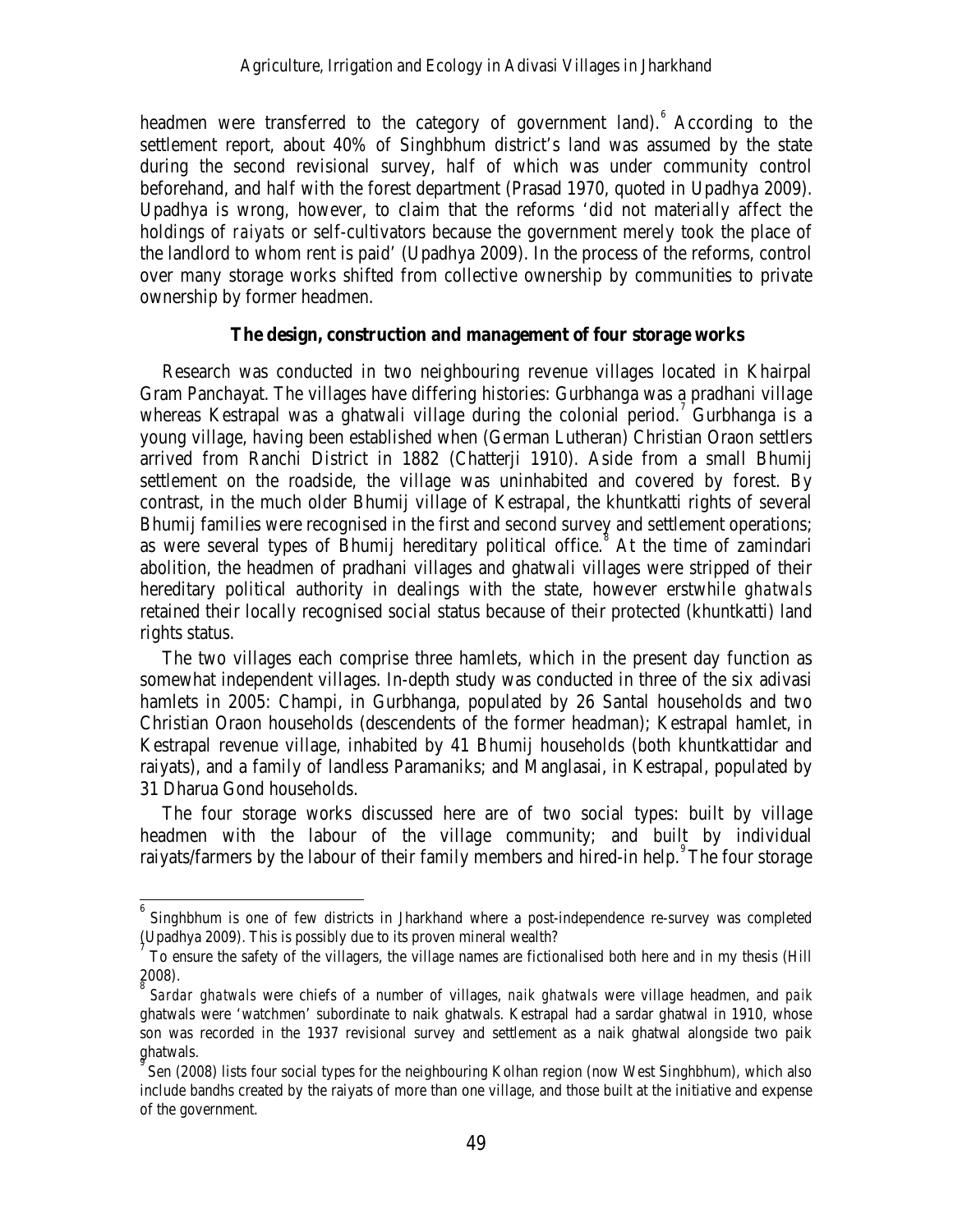headmen were transferred to the category of government land).[6] According to the settlement report, about 40% of Singhbhum district's land was assumed by the state during the second revisional survey, half of which was under community control beforehand, and half with the forest department (Prasad 1970, quoted in Upadhya 2009). Upadhya is wrong, however, to claim that the reforms 'did not materially affect the holdings of *raiyats* or self-cultivators because the government merely took the place of the landlord to whom rent is paid' (Upadhya 2009). In the process of the reforms, control over many storage works shifted from collective ownership by communities to private ownership by former headmen.

## The design, construction and management of four storage works

Research was conducted in two neighbouring revenue villages located in Khairpal Gram Panchayat. The villages have differing histories: Gurbhanga was a pradhani village whereas Kestrapal was a ghatwali village during the colonial period.[7] Gurbhanga is a young village, having been established when (German Lutheran) Christian Oraon settlers arrived from Ranchi District in 1882 (Chatterji 1910). Aside from a small Bhumij settlement on the roadside, the village was uninhabited and covered by forest. By contrast, in the much older Bhumij village of Kestrapal, the khuntkatti rights of several Bhumij families were recognised in the first and second survey and settlement operations; as were several types of Bhumij hereditary political office.[8] At the time of zamindari abolition, the headmen of pradhani villages and ghatwali villages were stripped of their hereditary political authority in dealings with the state, however erstwhile *ghatwals* retained their locally recognised social status because of their protected (khuntkatti) land rights status.

The two villages each comprise three hamlets, which in the present day function as somewhat independent villages. In-depth study was conducted in three of the six adivasi hamlets in 2005: Champi, in Gurbhanga, populated by 26 Santal households and two Christian Oraon households (descendents of the former headman); Kestrapal hamlet, in Kestrapal revenue village, inhabited by 41 Bhumij households (both khuntkattidar and raiyats), and a family of landless Paramaniks; and Manglasai, in Kestrapal, populated by 31 Dharua Gond households.

The four storage works discussed here are of two social types: built by village headmen with the labour of the village community; and built by individual raiyats/farmers by the labour of their family members and hired-in help.[9] The four storage

---

[6] Singhbhum is one of few districts in Jharkhand where a post-independence re-survey was completed (Upadhya 2009). This is possibly due to its proven mineral wealth?

[7] To ensure the safety of the villagers, the village names are fictionalised both here and in my thesis (Hill 2008).

[8] *Sardar ghatwals* were chiefs of a number of villages, *naik ghatwals* were village headmen, and *paik* ghatwals were 'watchmen' subordinate to naik ghatwals. Kestrapal had a sardar ghatwal in 1910, whose son was recorded in the 1937 revisional survey and settlement as a naik ghatwal alongside two paik ghatwals.

[9] Sen (2008) lists four social types for the neighbouring Kolhan region (now West Singhbhum), which also include bandhs created by the raiyats of more than one village, and those built at the initiative and expense of the government.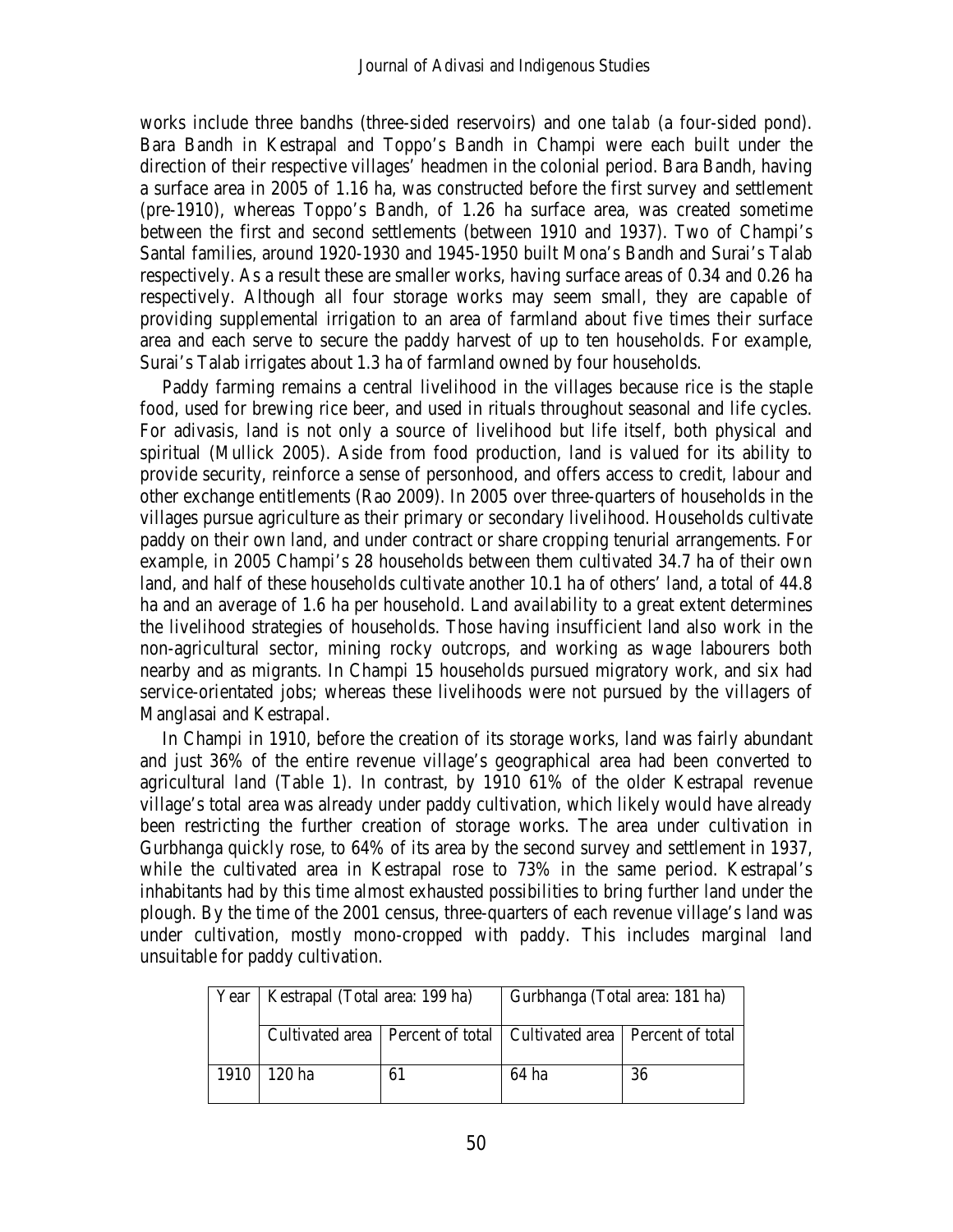works include three bandhs (three-sided reservoirs) and one *talab* (a four-sided pond). Bara Bandh in Kestrapal and Toppo's Bandh in Champi were each built under the direction of their respective villages' headmen in the colonial period. Bara Bandh, having a surface area in 2005 of 1.16 ha, was constructed before the first survey and settlement (pre-1910), whereas Toppo's Bandh, of 1.26 ha surface area, was created sometime between the first and second settlements (between 1910 and 1937). Two of Champi's Santal families, around 1920-1930 and 1945-1950 built Mona's Bandh and Surai's Talab respectively. As a result these are smaller works, having surface areas of 0.34 and 0.26 ha respectively. Although all four storage works may seem small, they are capable of providing supplemental irrigation to an area of farmland about five times their surface area and each serve to secure the paddy harvest of up to ten households. For example, Surai's Talab irrigates about 1.3 ha of farmland owned by four households.

Paddy farming remains a central livelihood in the villages because rice is the staple food, used for brewing rice beer, and used in rituals throughout seasonal and life cycles. For adivasis, land is not only a source of livelihood but life itself, both physical and spiritual (Mullick 2005). Aside from food production, land is valued for its ability to provide security, reinforce a sense of personhood, and offers access to credit, labour and other exchange entitlements (Rao 2009). In 2005 over three-quarters of households in the villages pursue agriculture as their primary or secondary livelihood. Households cultivate paddy on their own land, and under contract or share cropping tenurial arrangements. For example, in 2005 Champi's 28 households between them cultivated 34.7 ha of their own land, and half of these households cultivate another 10.1 ha of others' land, a total of 44.8 ha and an average of 1.6 ha per household. Land availability to a great extent determines the livelihood strategies of households. Those having insufficient land also work in the non-agricultural sector, mining rocky outcrops, and working as wage labourers both nearby and as migrants. In Champi 15 households pursued migratory work, and six had service-orientated jobs; whereas these livelihoods were not pursued by the villagers of Manglasai and Kestrapal.

In Champi in 1910, before the creation of its storage works, land was fairly abundant and just 36% of the entire revenue village's geographical area had been converted to agricultural land (Table 1). In contrast, by 1910 61% of the older Kestrapal revenue village's total area was already under paddy cultivation, which likely would have already been restricting the further creation of storage works. The area under cultivation in Gurbhanga quickly rose, to 64% of its area by the second survey and settlement in 1937, while the cultivated area in Kestrapal rose to 73% in the same period. Kestrapal's inhabitants had by this time almost exhausted possibilities to bring further land under the plough. By the time of the 2001 census, three-quarters of each revenue village's land was under cultivation, mostly mono-cropped with paddy. This includes marginal land unsuitable for paddy cultivation.

| Year | Kestrapal (Total area: 199 ha) | | Gurbhanga (Total area: 181 ha) | |
|---|---|---|---|---|
| | Cultivated area | Percent of total | Cultivated area | Percent of total |
| 1910 | 120 ha | 61 | 64 ha | 36 |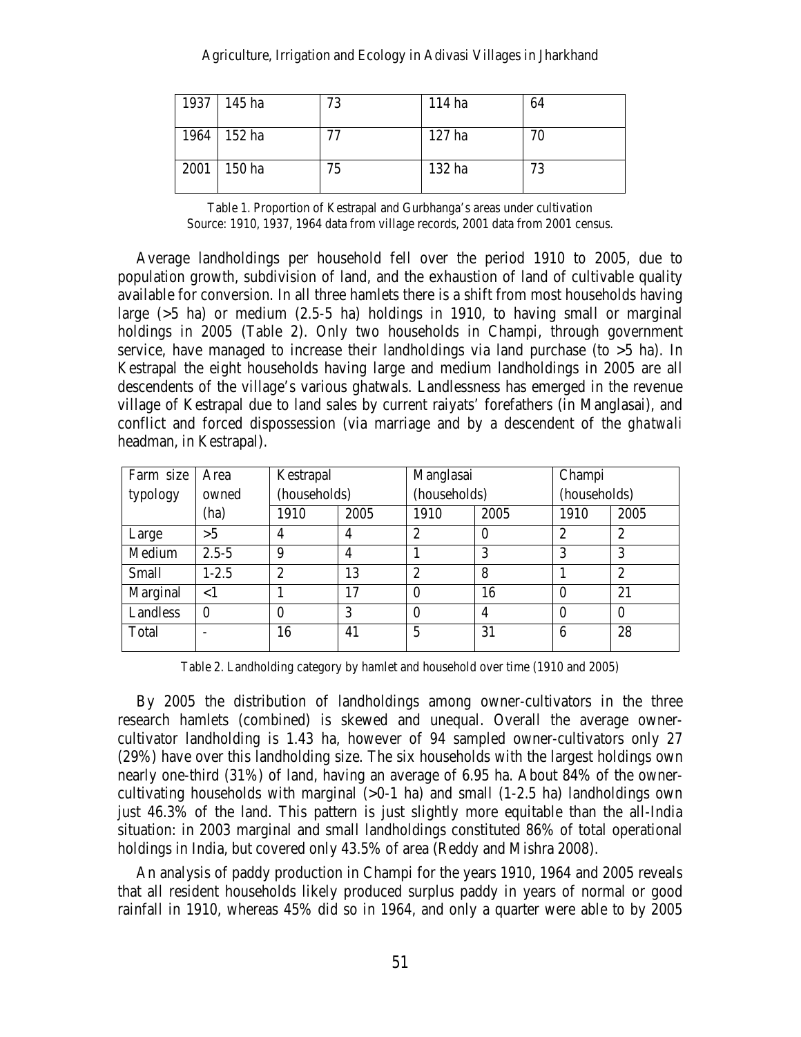| 1937 | 145 ha | 73 | 114 ha | 64 |
|---|---|---|---|---|
| 1964 | 152 ha | 77 | 127 ha | 70 |
| 2001 | 150 ha | 75 | 132 ha | 73 |

Table 1. Proportion of Kestrapal and Gurbhanga's areas under cultivation
Source: 1910, 1937, 1964 data from village records, 2001 data from 2001 census.

Average landholdings per household fell over the period 1910 to 2005, due to population growth, subdivision of land, and the exhaustion of land of cultivable quality available for conversion. In all three hamlets there is a shift from most households having large (>5 ha) or medium (2.5-5 ha) holdings in 1910, to having small or marginal holdings in 2005 (Table 2). Only two households in Champi, through government service, have managed to increase their landholdings via land purchase (to >5 ha). In Kestrapal the eight households having large and medium landholdings in 2005 are all descendents of the village's various ghatwals. Landlessness has emerged in the revenue village of Kestrapal due to land sales by current raiyats' forefathers (in Manglasai), and conflict and forced dispossession (via marriage and by a descendent of the *ghatwali* headman, in Kestrapal).

| Farm size typology | Area owned (ha) | Kestrapal (households) | | Manglasai (households) | | Champi (households) | |
|---|---|---|---|---|---|---|---|
| | | 1910 | 2005 | 1910 | 2005 | 1910 | 2005 |
| Large | >5 | 4 | 4 | 2 | 0 | 2 | 2 |
| Medium | 2.5-5 | 9 | 4 | 1 | 3 | 3 | 3 |
| Small | 1-2.5 | 2 | 13 | 2 | 8 | 1 | 2 |
| Marginal | <1 | 1 | 17 | 0 | 16 | 0 | 21 |
| Landless | 0 | 0 | 3 | 0 | 4 | 0 | 0 |
| Total | - | 16 | 41 | 5 | 31 | 6 | 28 |

Table 2. Landholding category by hamlet and household over time (1910 and 2005)

By 2005 the distribution of landholdings among owner-cultivators in the three research hamlets (combined) is skewed and unequal. Overall the average owner-cultivator landholding is 1.43 ha, however of 94 sampled owner-cultivators only 27 (29%) have over this landholding size. The six households with the largest holdings own nearly one-third (31%) of land, having an average of 6.95 ha. About 84% of the owner-cultivating households with marginal (>0-1 ha) and small (1-2.5 ha) landholdings own just 46.3% of the land. This pattern is just slightly more equitable than the all-India situation: in 2003 marginal and small landholdings constituted 86% of total operational holdings in India, but covered only 43.5% of area (Reddy and Mishra 2008).

An analysis of paddy production in Champi for the years 1910, 1964 and 2005 reveals that all resident households likely produced surplus paddy in years of normal or good rainfall in 1910, whereas 45% did so in 1964, and only a quarter were able to by 2005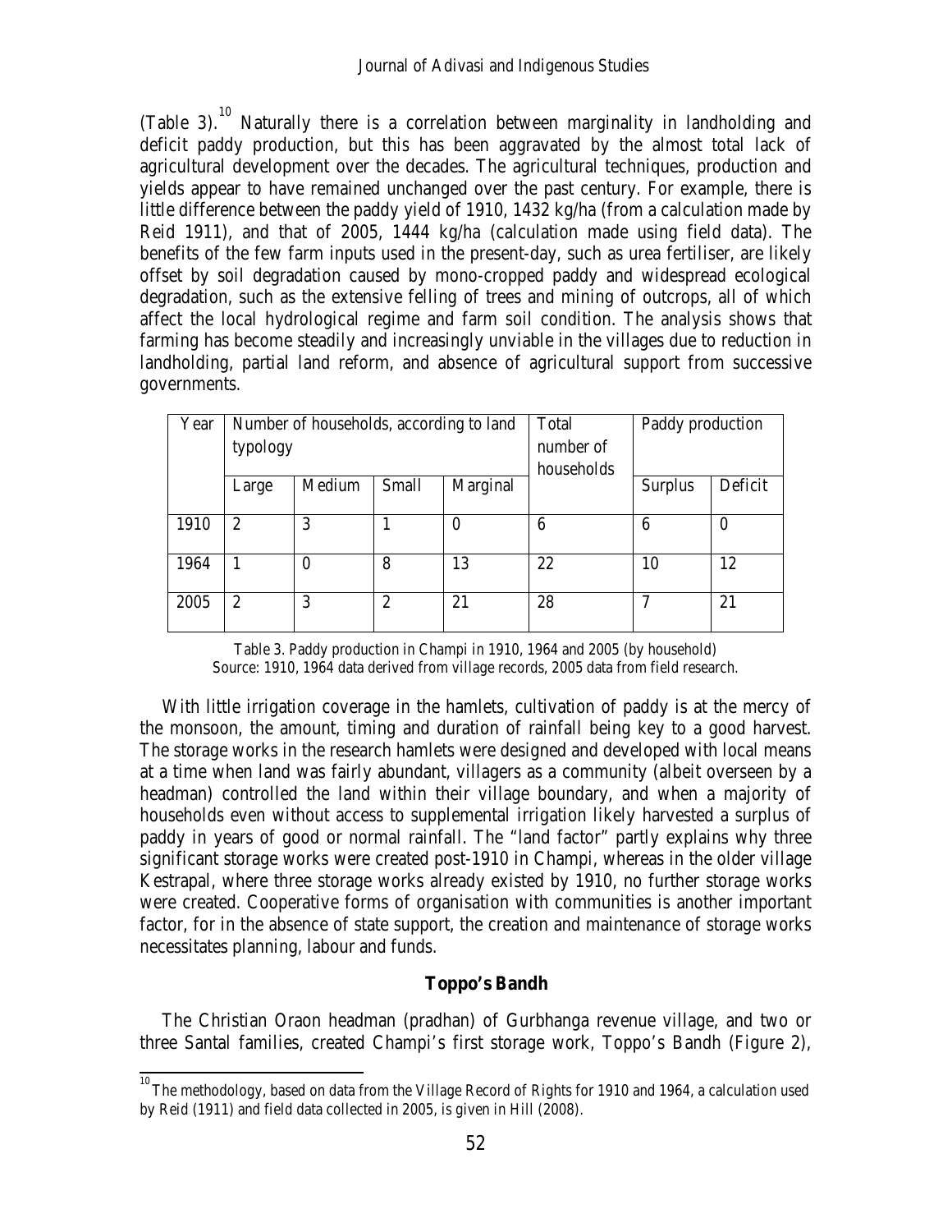(Table 3).[10] Naturally there is a correlation between marginality in landholding and deficit paddy production, but this has been aggravated by the almost total lack of agricultural development over the decades. The agricultural techniques, production and yields appear to have remained unchanged over the past century. For example, there is little difference between the paddy yield of 1910, 1432 kg/ha (from a calculation made by Reid 1911), and that of 2005, 1444 kg/ha (calculation made using field data). The benefits of the few farm inputs used in the present-day, such as urea fertiliser, are likely offset by soil degradation caused by mono-cropped paddy and widespread ecological degradation, such as the extensive felling of trees and mining of outcrops, all of which affect the local hydrological regime and farm soil condition. The analysis shows that farming has become steadily and increasingly unviable in the villages due to reduction in landholding, partial land reform, and absence of agricultural support from successive governments.

| Year | Number of households, according to land typology | | | | Total number of households | Paddy production | |
|---|---|---|---|---|---|---|---|
| | Large | Medium | Small | Marginal | | Surplus | Deficit |
| 1910 | 2 | 3 | 1 | 0 | 6 | 6 | 0 |
| 1964 | 1 | 0 | 8 | 13 | 22 | 10 | 12 |
| 2005 | 2 | 3 | 2 | 21 | 28 | 7 | 21 |

Table 3. Paddy production in Champi in 1910, 1964 and 2005 (by household)
Source: 1910, 1964 data derived from village records, 2005 data from field research.

With little irrigation coverage in the hamlets, cultivation of paddy is at the mercy of the monsoon, the amount, timing and duration of rainfall being key to a good harvest. The storage works in the research hamlets were designed and developed with local means at a time when land was fairly abundant, villagers as a community (albeit overseen by a headman) controlled the land within their village boundary, and when a majority of households even without access to supplemental irrigation likely harvested a surplus of paddy in years of good or normal rainfall. The "land factor" partly explains why three significant storage works were created post-1910 in Champi, whereas in the older village Kestrapal, where three storage works already existed by 1910, no further storage works were created. Cooperative forms of organisation with communities is another important factor, for in the absence of state support, the creation and maintenance of storage works necessitates planning, labour and funds.

## Toppo's Bandh

The Christian Oraon headman (pradhan) of Gurbhanga revenue village, and two or three Santal families, created Champi's first storage work, Toppo's Bandh (Figure 2),

[10] The methodology, based on data from the Village Record of Rights for 1910 and 1964, a calculation used by Reid (1911) and field data collected in 2005, is given in Hill (2008).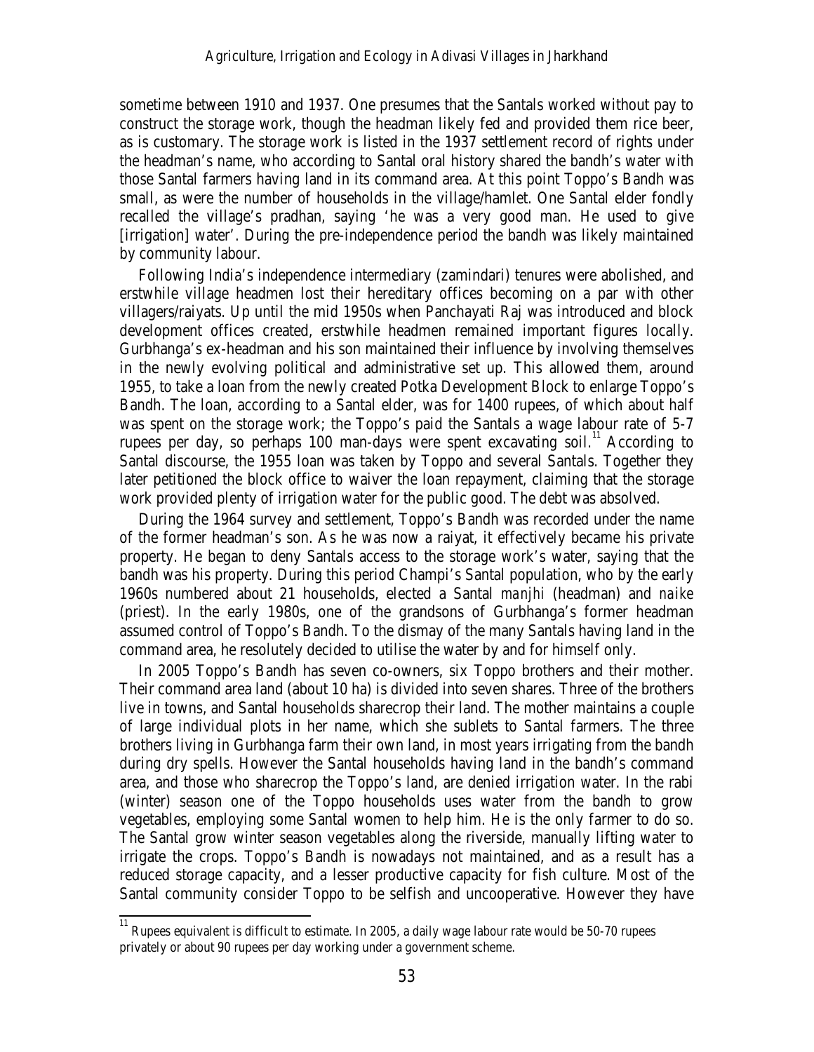sometime between 1910 and 1937. One presumes that the Santals worked without pay to construct the storage work, though the headman likely fed and provided them rice beer, as is customary. The storage work is listed in the 1937 settlement record of rights under the headman's name, who according to Santal oral history shared the bandh's water with those Santal farmers having land in its command area. At this point Toppo's Bandh was small, as were the number of households in the village/hamlet. One Santal elder fondly recalled the village's pradhan, saying 'he was a very good man. He used to give [irrigation] water'. During the pre-independence period the bandh was likely maintained by community labour.

Following India's independence intermediary (zamindari) tenures were abolished, and erstwhile village headmen lost their hereditary offices becoming on a par with other villagers/raiyats. Up until the mid 1950s when Panchayati Raj was introduced and block development offices created, erstwhile headmen remained important figures locally. Gurbhanga's ex-headman and his son maintained their influence by involving themselves in the newly evolving political and administrative set up. This allowed them, around 1955, to take a loan from the newly created Potka Development Block to enlarge Toppo's Bandh. The loan, according to a Santal elder, was for 1400 rupees, of which about half was spent on the storage work; the Toppo's paid the Santals a wage labour rate of 5-7 rupees per day, so perhaps 100 man-days were spent excavating soil.[11] According to Santal discourse, the 1955 loan was taken by Toppo and several Santals. Together they later petitioned the block office to waiver the loan repayment, claiming that the storage work provided plenty of irrigation water for the public good. The debt was absolved.

During the 1964 survey and settlement, Toppo's Bandh was recorded under the name of the former headman's son. As he was now a raiyat, it effectively became his private property. He began to deny Santals access to the storage work's water, saying that the bandh was his property. During this period Champi's Santal population, who by the early 1960s numbered about 21 households, elected a Santal *manjhi* (headman) and *naike* (priest). In the early 1980s, one of the grandsons of Gurbhanga's former headman assumed control of Toppo's Bandh. To the dismay of the many Santals having land in the command area, he resolutely decided to utilise the water by and for himself only.

In 2005 Toppo's Bandh has seven co-owners, six Toppo brothers and their mother. Their command area land (about 10 ha) is divided into seven shares. Three of the brothers live in towns, and Santal households sharecrop their land. The mother maintains a couple of large individual plots in her name, which she sublets to Santal farmers. The three brothers living in Gurbhanga farm their own land, in most years irrigating from the bandh during dry spells. However the Santal households having land in the bandh's command area, and those who sharecrop the Toppo's land, are denied irrigation water. In the rabi (winter) season one of the Toppo households uses water from the bandh to grow vegetables, employing some Santal women to help him. He is the only farmer to do so. The Santal grow winter season vegetables along the riverside, manually lifting water to irrigate the crops. Toppo's Bandh is nowadays not maintained, and as a result has a reduced storage capacity, and a lesser productive capacity for fish culture. Most of the Santal community consider Toppo to be selfish and uncooperative. However they have

[11] Rupees equivalent is difficult to estimate. In 2005, a daily wage labour rate would be 50-70 rupees privately or about 90 rupees per day working under a government scheme.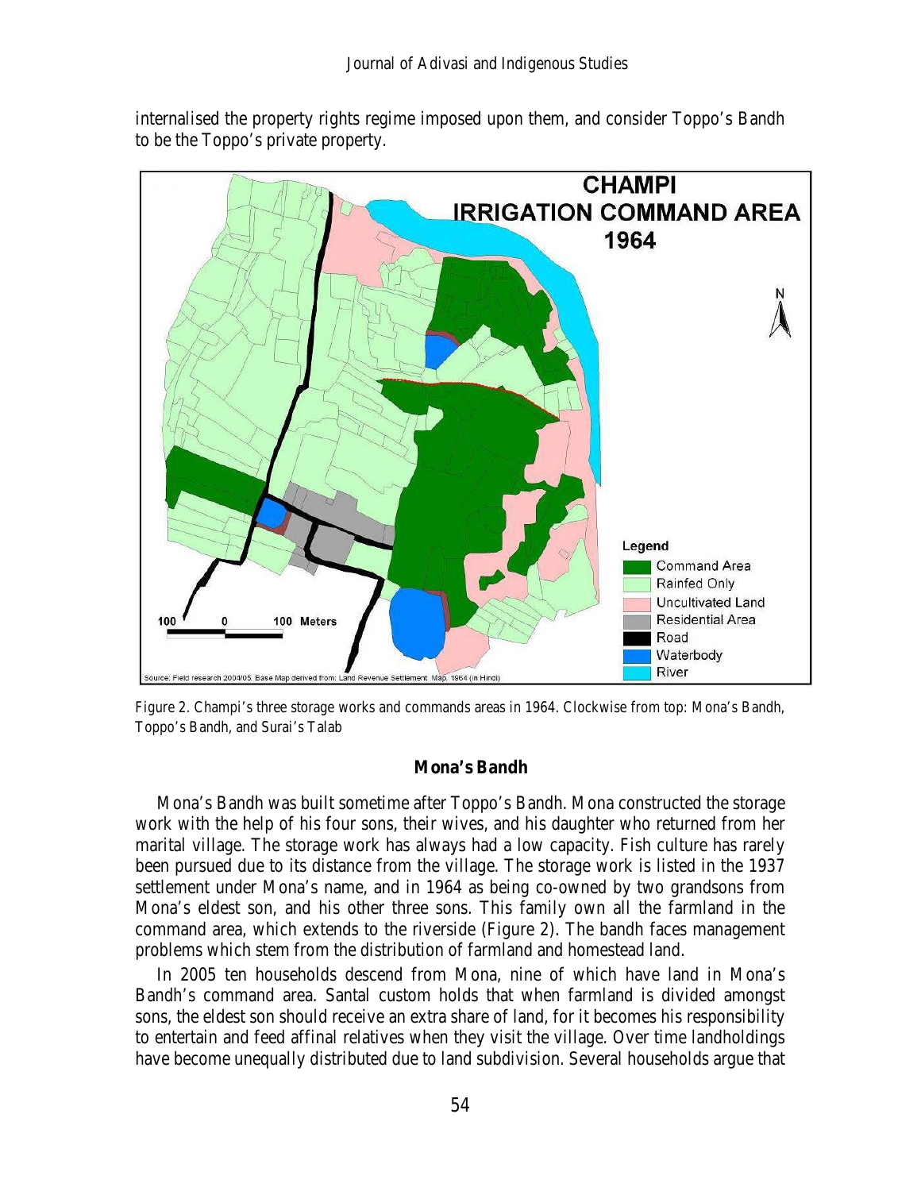internalised the property rights regime imposed upon them, and consider Toppo's Bandh to be the Toppo's private property.

Figure 2. Champi's three storage works and commands areas in 1964. Clockwise from top: Mona's Bandh, Toppo's Bandh, and Surai's Talab

### Mona's Bandh

Mona's Bandh was built sometime after Toppo's Bandh. Mona constructed the storage work with the help of his four sons, their wives, and his daughter who returned from her marital village. The storage work has always had a low capacity. Fish culture has rarely been pursued due to its distance from the village. The storage work is listed in the 1937 settlement under Mona's name, and in 1964 as being co-owned by two grandsons from Mona's eldest son, and his other three sons. This family own all the farmland in the command area, which extends to the riverside (Figure 2). The bandh faces management problems which stem from the distribution of farmland and homestead land.

In 2005 ten households descend from Mona, nine of which have land in Mona's Bandh's command area. Santal custom holds that when farmland is divided amongst sons, the eldest son should receive an extra share of land, for it becomes his responsibility to entertain and feed affinal relatives when they visit the village. Over time landholdings have become unequally distributed due to land subdivision. Several households argue that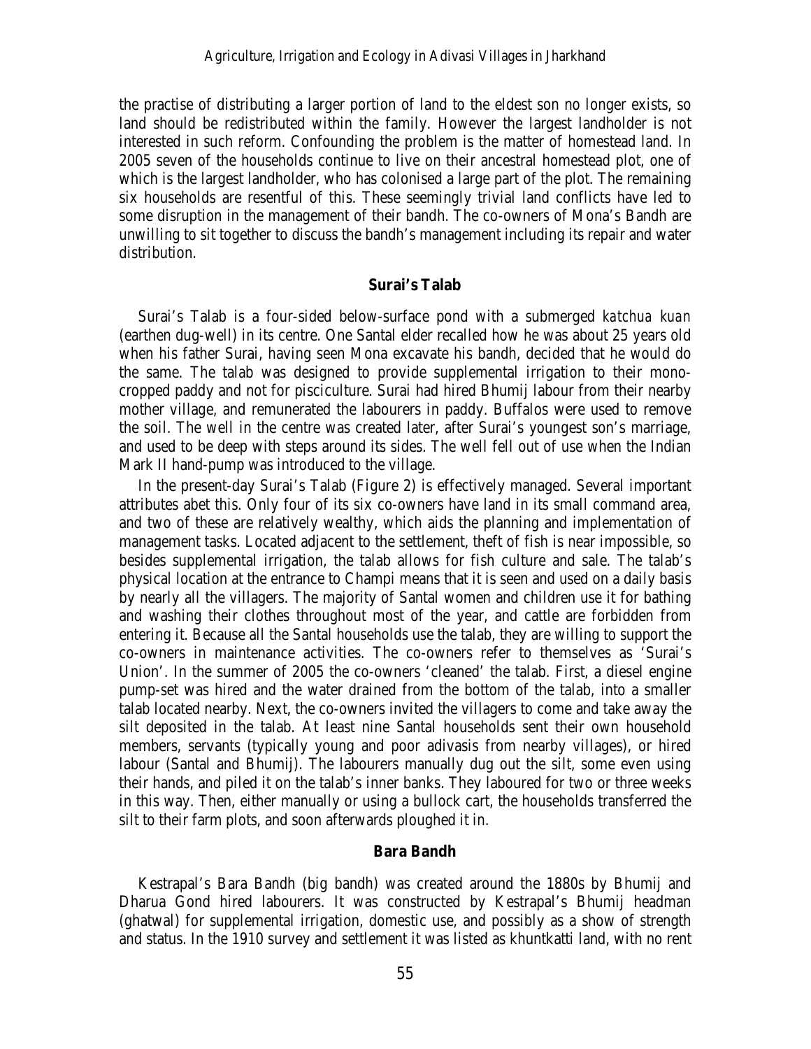the practise of distributing a larger portion of land to the eldest son no longer exists, so land should be redistributed within the family. However the largest landholder is not interested in such reform. Confounding the problem is the matter of homestead land. In 2005 seven of the households continue to live on their ancestral homestead plot, one of which is the largest landholder, who has colonised a large part of the plot. The remaining six households are resentful of this. These seemingly trivial land conflicts have led to some disruption in the management of their bandh. The co-owners of Mona's Bandh are unwilling to sit together to discuss the bandh's management including its repair and water distribution.

### Surai's Talab

Surai's Talab is a four-sided below-surface pond with a submerged *katchua kuan* (earthen dug-well) in its centre. One Santal elder recalled how he was about 25 years old when his father Surai, having seen Mona excavate his bandh, decided that he would do the same. The talab was designed to provide supplemental irrigation to their mono-cropped paddy and not for pisciculture. Surai had hired Bhumij labour from their nearby mother village, and remunerated the labourers in paddy. Buffalos were used to remove the soil. The well in the centre was created later, after Surai's youngest son's marriage, and used to be deep with steps around its sides. The well fell out of use when the Indian Mark II hand-pump was introduced to the village.

In the present-day Surai's Talab (Figure 2) is effectively managed. Several important attributes abet this. Only four of its six co-owners have land in its small command area, and two of these are relatively wealthy, which aids the planning and implementation of management tasks. Located adjacent to the settlement, theft of fish is near impossible, so besides supplemental irrigation, the talab allows for fish culture and sale. The talab's physical location at the entrance to Champi means that it is seen and used on a daily basis by nearly all the villagers. The majority of Santal women and children use it for bathing and washing their clothes throughout most of the year, and cattle are forbidden from entering it. Because all the Santal households use the talab, they are willing to support the co-owners in maintenance activities. The co-owners refer to themselves as 'Surai's Union'. In the summer of 2005 the co-owners 'cleaned' the talab. First, a diesel engine pump-set was hired and the water drained from the bottom of the talab, into a smaller talab located nearby. Next, the co-owners invited the villagers to come and take away the silt deposited in the talab. At least nine Santal households sent their own household members, servants (typically young and poor adivasis from nearby villages), or hired labour (Santal and Bhumij). The labourers manually dug out the silt, some even using their hands, and piled it on the talab's inner banks. They laboured for two or three weeks in this way. Then, either manually or using a bullock cart, the households transferred the silt to their farm plots, and soon afterwards ploughed it in.

### Bara Bandh

Kestrapal's Bara Bandh (big bandh) was created around the 1880s by Bhumij and Dharua Gond hired labourers. It was constructed by Kestrapal's Bhumij headman (ghatwal) for supplemental irrigation, domestic use, and possibly as a show of strength and status. In the 1910 survey and settlement it was listed as khuntkatti land, with no rent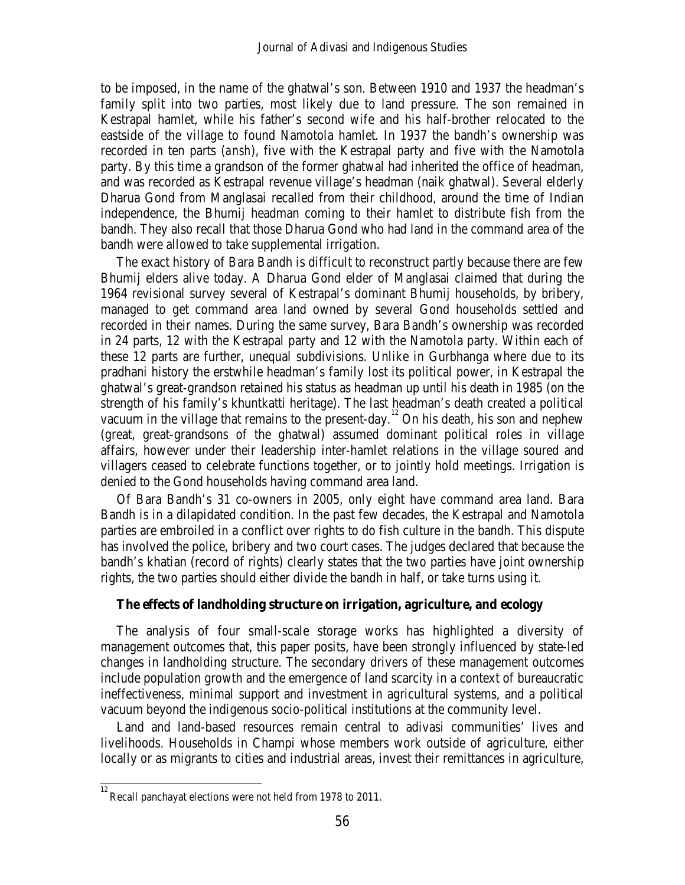to be imposed, in the name of the ghatwal's son. Between 1910 and 1937 the headman's family split into two parties, most likely due to land pressure. The son remained in Kestrapal hamlet, while his father's second wife and his half-brother relocated to the eastside of the village to found Namotola hamlet. In 1937 the bandh's ownership was recorded in ten parts (*ansh*), five with the Kestrapal party and five with the Namotola party. By this time a grandson of the former ghatwal had inherited the office of headman, and was recorded as Kestrapal revenue village's headman (naik ghatwal). Several elderly Dharua Gond from Manglasai recalled from their childhood, around the time of Indian independence, the Bhumij headman coming to their hamlet to distribute fish from the bandh. They also recall that those Dharua Gond who had land in the command area of the bandh were allowed to take supplemental irrigation.

The exact history of Bara Bandh is difficult to reconstruct partly because there are few Bhumij elders alive today. A Dharua Gond elder of Manglasai claimed that during the 1964 revisional survey several of Kestrapal's dominant Bhumij households, by bribery, managed to get command area land owned by several Gond households settled and recorded in their names. During the same survey, Bara Bandh's ownership was recorded in 24 parts, 12 with the Kestrapal party and 12 with the Namotola party. Within each of these 12 parts are further, unequal subdivisions. Unlike in Gurbhanga where due to its pradhani history the erstwhile headman's family lost its political power, in Kestrapal the ghatwal's great-grandson retained his status as headman up until his death in 1985 (on the strength of his family's khuntkatti heritage). The last headman's death created a political vacuum in the village that remains to the present-day.[12] On his death, his son and nephew (great, great-grandsons of the ghatwal) assumed dominant political roles in village affairs, however under their leadership inter-hamlet relations in the village soured and villagers ceased to celebrate functions together, or to jointly hold meetings. Irrigation is denied to the Gond households having command area land.

Of Bara Bandh's 31 co-owners in 2005, only eight have command area land. Bara Bandh is in a dilapidated condition. In the past few decades, the Kestrapal and Namotola parties are embroiled in a conflict over rights to do fish culture in the bandh. This dispute has involved the police, bribery and two court cases. The judges declared that because the bandh's khatian (record of rights) clearly states that the two parties have joint ownership rights, the two parties should either divide the bandh in half, or take turns using it.

## The effects of landholding structure on irrigation, agriculture, and ecology

The analysis of four small-scale storage works has highlighted a diversity of management outcomes that, this paper posits, have been strongly influenced by state-led changes in landholding structure. The secondary drivers of these management outcomes include population growth and the emergence of land scarcity in a context of bureaucratic ineffectiveness, minimal support and investment in agricultural systems, and a political vacuum beyond the indigenous socio-political institutions at the community level.

Land and land-based resources remain central to adivasi communities' lives and livelihoods. Households in Champi whose members work outside of agriculture, either locally or as migrants to cities and industrial areas, invest their remittances in agriculture,

[12] Recall panchayat elections were not held from 1978 to 2011.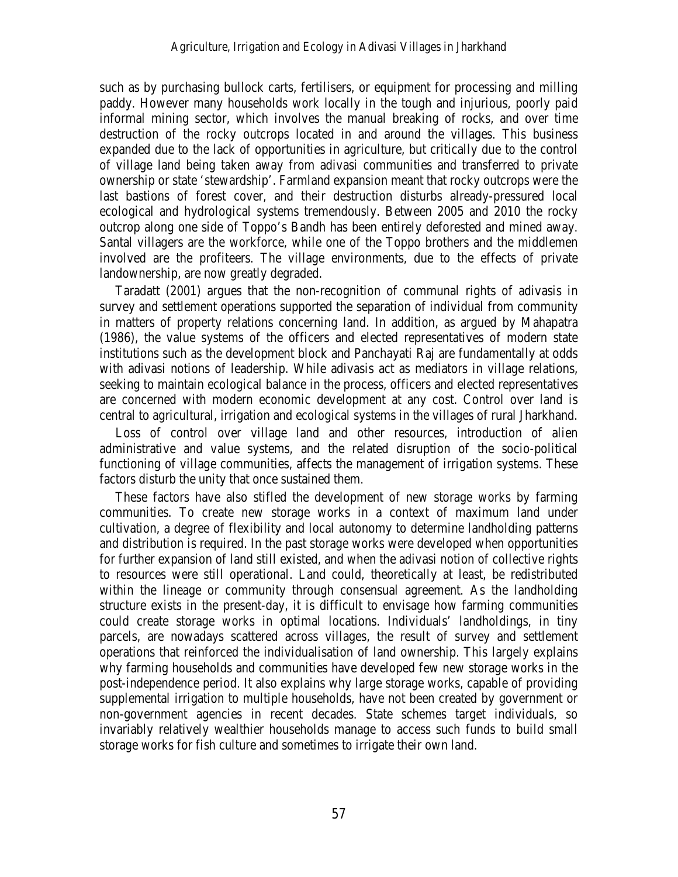such as by purchasing bullock carts, fertilisers, or equipment for processing and milling paddy. However many households work locally in the tough and injurious, poorly paid informal mining sector, which involves the manual breaking of rocks, and over time destruction of the rocky outcrops located in and around the villages. This business expanded due to the lack of opportunities in agriculture, but critically due to the control of village land being taken away from adivasi communities and transferred to private ownership or state 'stewardship'. Farmland expansion meant that rocky outcrops were the last bastions of forest cover, and their destruction disturbs already-pressured local ecological and hydrological systems tremendously. Between 2005 and 2010 the rocky outcrop along one side of Toppo's Bandh has been entirely deforested and mined away. Santal villagers are the workforce, while one of the Toppo brothers and the middlemen involved are the profiteers. The village environments, due to the effects of private landownership, are now greatly degraded.

Taradatt (2001) argues that the non-recognition of communal rights of adivasis in survey and settlement operations supported the separation of individual from community in matters of property relations concerning land. In addition, as argued by Mahapatra (1986), the value systems of the officers and elected representatives of modern state institutions such as the development block and Panchayati Raj are fundamentally at odds with adivasi notions of leadership. While adivasis act as mediators in village relations, seeking to maintain ecological balance in the process, officers and elected representatives are concerned with modern economic development at any cost. Control over land is central to agricultural, irrigation and ecological systems in the villages of rural Jharkhand.

Loss of control over village land and other resources, introduction of alien administrative and value systems, and the related disruption of the socio-political functioning of village communities, affects the management of irrigation systems. These factors disturb the unity that once sustained them.

These factors have also stifled the development of new storage works by farming communities. To create new storage works in a context of maximum land under cultivation, a degree of flexibility and local autonomy to determine landholding patterns and distribution is required. In the past storage works were developed when opportunities for further expansion of land still existed, and when the adivasi notion of collective rights to resources were still operational. Land could, theoretically at least, be redistributed within the lineage or community through consensual agreement. As the landholding structure exists in the present-day, it is difficult to envisage how farming communities could create storage works in optimal locations. Individuals' landholdings, in tiny parcels, are nowadays scattered across villages, the result of survey and settlement operations that reinforced the individualisation of land ownership. This largely explains why farming households and communities have developed few new storage works in the post-independence period. It also explains why large storage works, capable of providing supplemental irrigation to multiple households, have not been created by government or non-government agencies in recent decades. State schemes target individuals, so invariably relatively wealthier households manage to access such funds to build small storage works for fish culture and sometimes to irrigate their own land.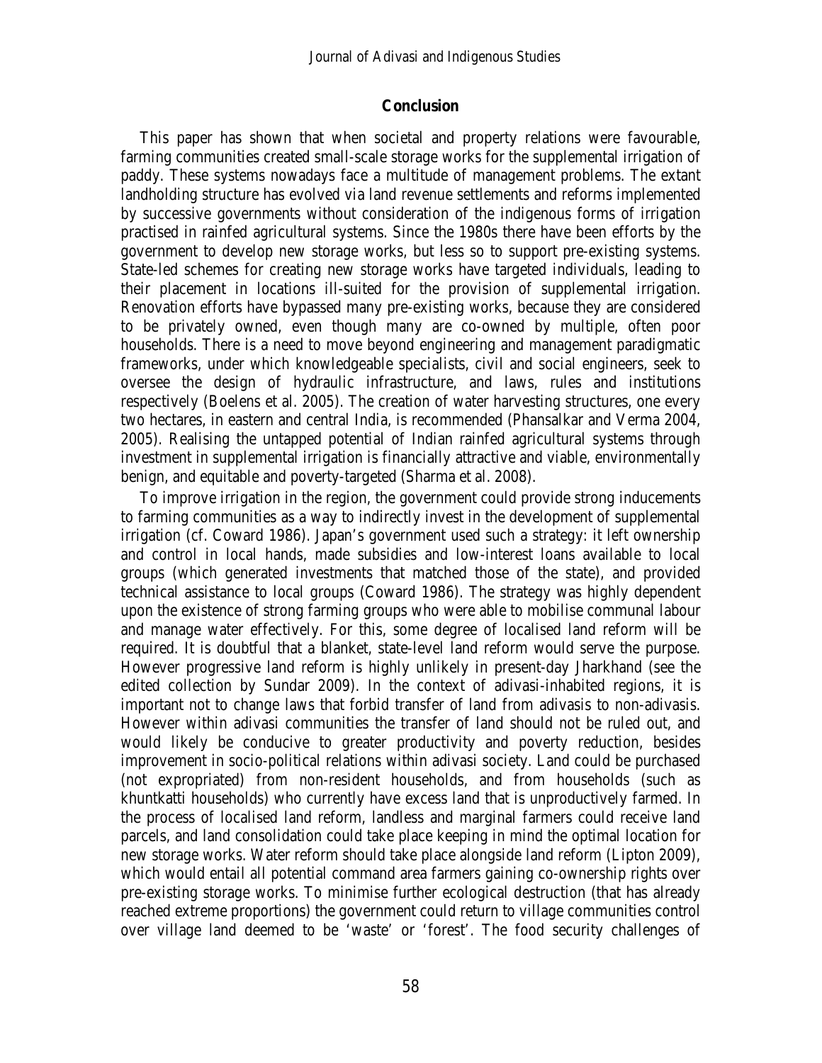## Conclusion

This paper has shown that when societal and property relations were favourable, farming communities created small-scale storage works for the supplemental irrigation of paddy. These systems nowadays face a multitude of management problems. The extant landholding structure has evolved via land revenue settlements and reforms implemented by successive governments without consideration of the indigenous forms of irrigation practised in rainfed agricultural systems. Since the 1980s there have been efforts by the government to develop new storage works, but less so to support pre-existing systems. State-led schemes for creating new storage works have targeted individuals, leading to their placement in locations ill-suited for the provision of supplemental irrigation. Renovation efforts have bypassed many pre-existing works, because they are considered to be privately owned, even though many are co-owned by multiple, often poor households. There is a need to move beyond engineering and management paradigmatic frameworks, under which knowledgeable specialists, civil and social engineers, seek to oversee the design of hydraulic infrastructure, and laws, rules and institutions respectively (Boelens et al. 2005). The creation of water harvesting structures, one every two hectares, in eastern and central India, is recommended (Phansalkar and Verma 2004, 2005). Realising the untapped potential of Indian rainfed agricultural systems through investment in supplemental irrigation is financially attractive and viable, environmentally benign, and equitable and poverty-targeted (Sharma et al. 2008).

To improve irrigation in the region, the government could provide strong inducements to farming communities as a way to indirectly invest in the development of supplemental irrigation (cf. Coward 1986). Japan's government used such a strategy: it left ownership and control in local hands, made subsidies and low-interest loans available to local groups (which generated investments that matched those of the state), and provided technical assistance to local groups (Coward 1986). The strategy was highly dependent upon the existence of strong farming groups who were able to mobilise communal labour and manage water effectively. For this, some degree of localised land reform will be required. It is doubtful that a blanket, state-level land reform would serve the purpose. However progressive land reform is highly unlikely in present-day Jharkhand (see the edited collection by Sundar 2009). In the context of adivasi-inhabited regions, it is important not to change laws that forbid transfer of land from adivasis to non-adivasis. However within adivasi communities the transfer of land should not be ruled out, and would likely be conducive to greater productivity and poverty reduction, besides improvement in socio-political relations within adivasi society. Land could be purchased (not expropriated) from non-resident households, and from households (such as khuntkatti households) who currently have excess land that is unproductively farmed. In the process of localised land reform, landless and marginal farmers could receive land parcels, and land consolidation could take place keeping in mind the optimal location for new storage works. Water reform should take place alongside land reform (Lipton 2009), which would entail all potential command area farmers gaining co-ownership rights over pre-existing storage works. To minimise further ecological destruction (that has already reached extreme proportions) the government could return to village communities control over village land deemed to be 'waste' or 'forest'. The food security challenges of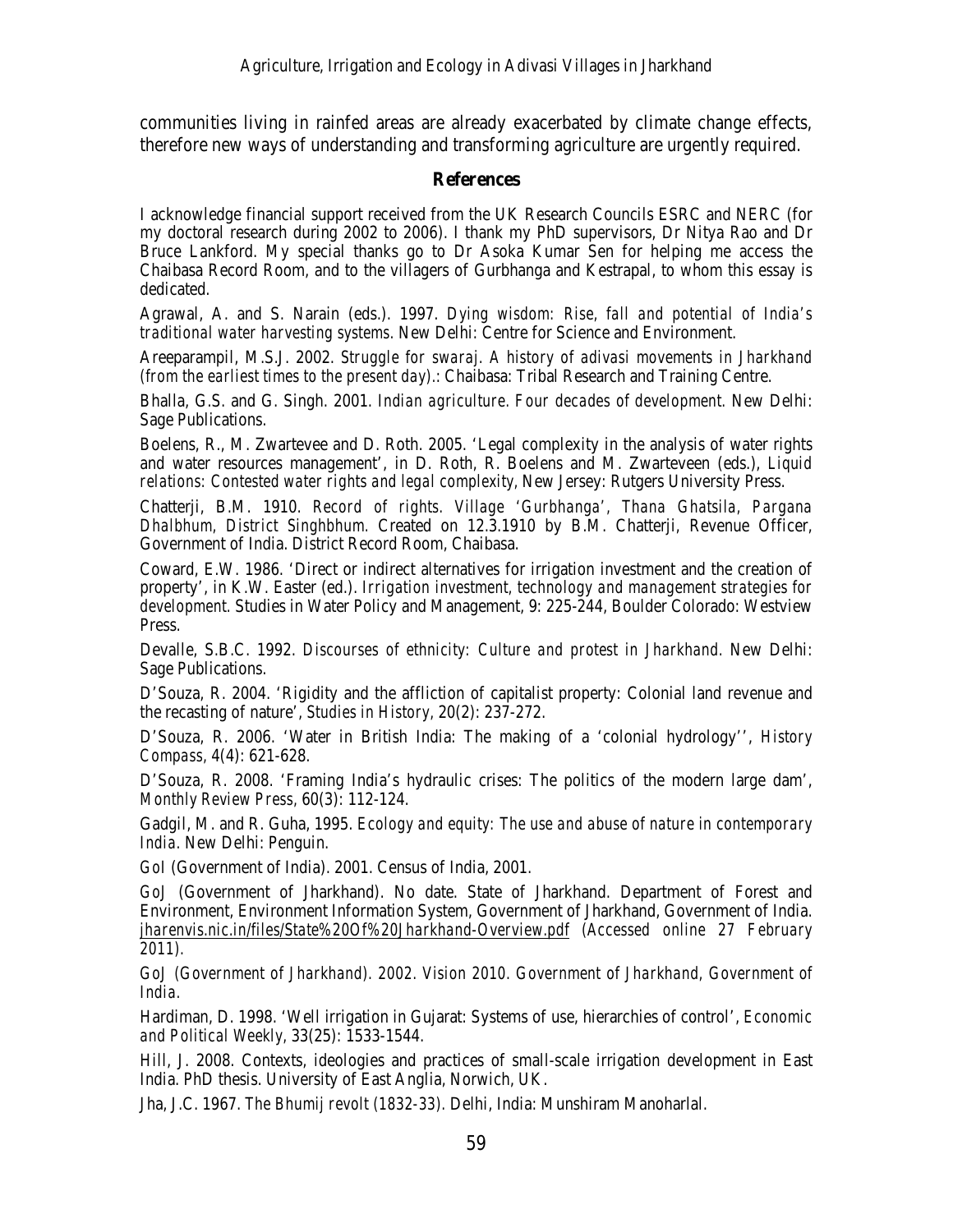communities living in rainfed areas are already exacerbated by climate change effects, therefore new ways of understanding and transforming agriculture are urgently required.

## References

I acknowledge financial support received from the UK Research Councils ESRC and NERC (for my doctoral research during 2002 to 2006). I thank my PhD supervisors, Dr Nitya Rao and Dr Bruce Lankford. My special thanks go to Dr Asoka Kumar Sen for helping me access the Chaibasa Record Room, and to the villagers of Gurbhanga and Kestrapal, to whom this essay is dedicated.

Agrawal, A. and S. Narain (eds.). 1997. *Dying wisdom: Rise, fall and potential of India's traditional water harvesting systems.* New Delhi: Centre for Science and Environment.

Areeparampil, M.S.J. 2002. *Struggle for swaraj. A history of adivasi movements in Jharkhand (from the earliest times to the present day).*: Chaibasa: Tribal Research and Training Centre.

Bhalla, G.S. and G. Singh. 2001. *Indian agriculture. Four decades of development.* New Delhi: Sage Publications.

Boelens, R., M. Zwartevee and D. Roth. 2005. 'Legal complexity in the analysis of water rights and water resources management', in D. Roth, R. Boelens and M. Zwarteveen (eds.), *Liquid relations: Contested water rights and legal complexity*, New Jersey: Rutgers University Press.

Chatterji, B.M. 1910. *Record of rights. Village 'Gurbhanga', Thana Ghatsila, Pargana Dhalbhum, District Singhbhum.* Created on 12.3.1910 by B.M. Chatterji, Revenue Officer, Government of India. District Record Room, Chaibasa.

Coward, E.W. 1986. 'Direct or indirect alternatives for irrigation investment and the creation of property', in K.W. Easter (ed.). *Irrigation investment, technology and management strategies for development.* Studies in Water Policy and Management, 9: 225-244, Boulder Colorado: Westview Press.

Devalle, S.B.C. 1992. *Discourses of ethnicity: Culture and protest in Jharkhand.* New Delhi: Sage Publications.

D'Souza, R. 2004. 'Rigidity and the affliction of capitalist property: Colonial land revenue and the recasting of nature', *Studies in History*, 20(2): 237-272.

D'Souza, R. 2006. 'Water in British India: The making of a 'colonial hydrology'', *History Compass*, 4(4): 621-628.

D'Souza, R. 2008. 'Framing India's hydraulic crises: The politics of the modern large dam', *Monthly Review Press*, 60(3): 112-124.

Gadgil, M. and R. Guha, 1995. *Ecology and equity: The use and abuse of nature in contemporary India.* New Delhi: Penguin.

GoI (Government of India). 2001. Census of India, 2001.

GoJ (Government of Jharkhand). No date. State of Jharkhand. Department of Forest and Environment, Environment Information System, Government of Jharkhand, Government of India. jharenvis.nic.in/files/State%20Of%20Jharkhand-Overview.pdf *(Accessed online 27 February 2011).*

*GoJ (Government of Jharkhand). 2002. Vision 2010. Government of Jharkhand, Government of India.*

Hardiman, D. 1998. 'Well irrigation in Gujarat: Systems of use, hierarchies of control', *Economic and Political Weekly*, 33(25): 1533-1544.

Hill, J. 2008. Contexts, ideologies and practices of small-scale irrigation development in East India. PhD thesis. University of East Anglia, Norwich, UK.

Jha, J.C. 1967. *The Bhumij revolt (1832-33).* Delhi, India: Munshiram Manoharlal.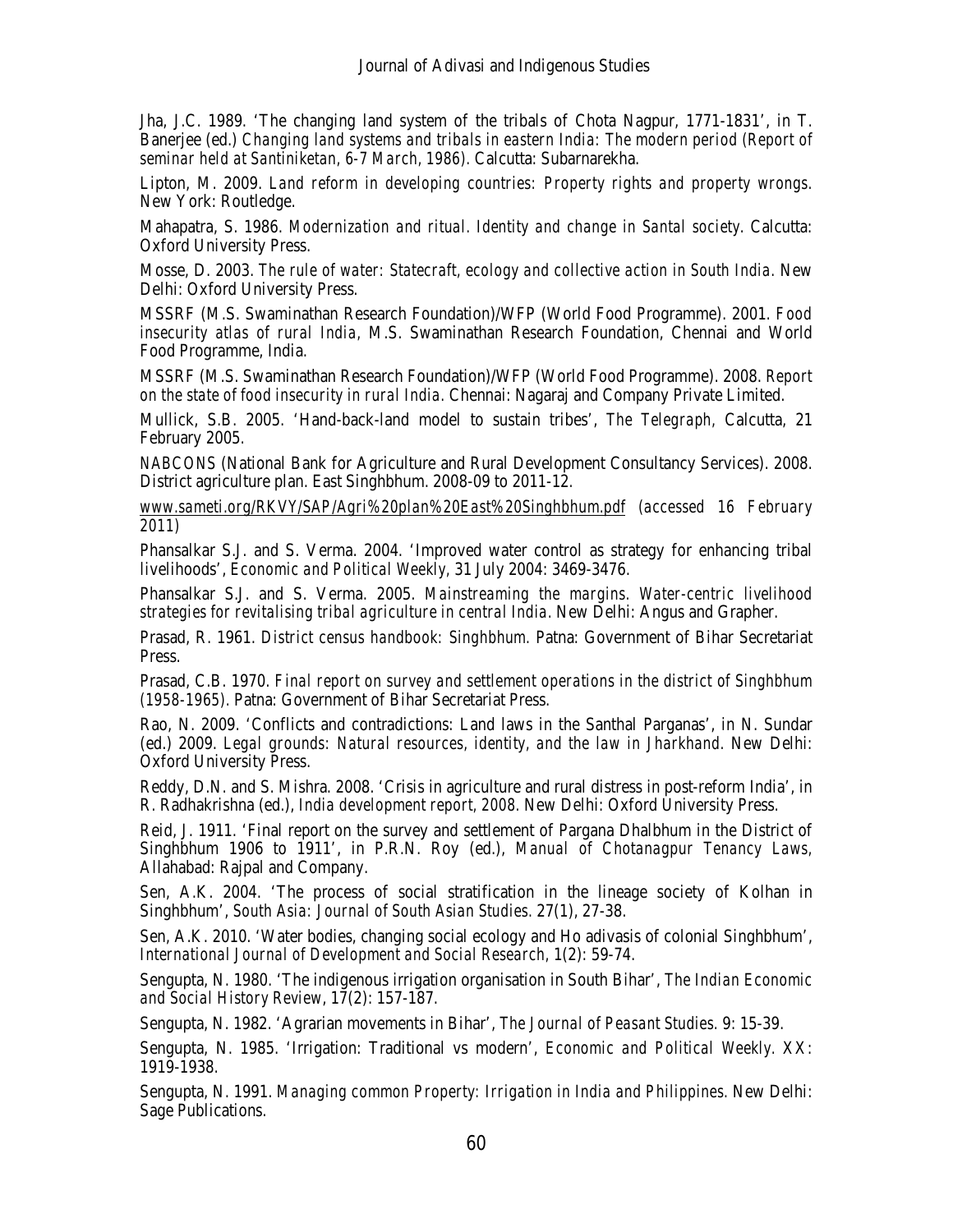Jha, J.C. 1989. 'The changing land system of the tribals of Chota Nagpur, 1771-1831', in T. Banerjee (ed.) *Changing land systems and tribals in eastern India: The modern period (Report of seminar held at Santiniketan, 6-7 March, 1986)*. Calcutta: Subarnarekha.

Lipton, M. 2009. *Land reform in developing countries: Property rights and property wrongs*. New York: Routledge.

Mahapatra, S. 1986. *Modernization and ritual. Identity and change in Santal society*. Calcutta: Oxford University Press.

Mosse, D. 2003. *The rule of water: Statecraft, ecology and collective action in South India*. New Delhi: Oxford University Press.

MSSRF (M.S. Swaminathan Research Foundation)/WFP (World Food Programme). 2001. *Food insecurity atlas of rural India*, M.S. Swaminathan Research Foundation, Chennai and World Food Programme, India.

MSSRF (M.S. Swaminathan Research Foundation)/WFP (World Food Programme). 2008. *Report on the state of food insecurity in rural India*. Chennai: Nagaraj and Company Private Limited.

Mullick, S.B. 2005. 'Hand-back-land model to sustain tribes', *The Telegraph*, Calcutta, 21 February 2005.

*NABCONS* (National Bank for Agriculture and Rural Development Consultancy Services). 2008. District agriculture plan. East Singhbhum. 2008-09 to 2011-12.

*www.sameti.org/RKVY/SAP/Agri%20plan%20East%20Singhbhum.pdf (accessed 16 February 2011)*

Phansalkar S.J. and S. Verma. 2004. 'Improved water control as strategy for enhancing tribal livelihoods', *Economic and Political Weekly*, 31 July 2004: 3469-3476.

Phansalkar S.J. and S. Verma. 2005. *Mainstreaming the margins. Water-centric livelihood strategies for revitalising tribal agriculture in central India*. New Delhi: Angus and Grapher.

Prasad, R. 1961. *District census handbook: Singhbhum*. Patna: Government of Bihar Secretariat Press.

Prasad, C.B. 1970. *Final report on survey and settlement operations in the district of Singhbhum (1958-1965)*. Patna: Government of Bihar Secretariat Press.

Rao, N. 2009. 'Conflicts and contradictions: Land laws in the Santhal Parganas', in N. Sundar (ed.) 2009. *Legal grounds: Natural resources, identity, and the law in Jharkhand*. New Delhi: Oxford University Press.

Reddy, D.N. and S. Mishra. 2008. 'Crisis in agriculture and rural distress in post-reform India', in R. Radhakrishna (ed.), *India development report, 2008*. New Delhi: Oxford University Press.

Reid, J. 1911. 'Final report on the survey and settlement of Pargana Dhalbhum in the District of Singhbhum 1906 to 1911', in P.R.N. Roy (ed.), *Manual of Chotanagpur Tenancy Laws*, Allahabad: Rajpal and Company.

Sen, A.K. 2004. 'The process of social stratification in the lineage society of Kolhan in Singhbhum', *South Asia: Journal of South Asian Studies*. 27(1), 27-38.

Sen, A.K. 2010. 'Water bodies, changing social ecology and Ho adivasis of colonial Singhbhum', *International Journal of Development and Social Research*, 1(2): 59-74.

Sengupta, N. 1980. 'The indigenous irrigation organisation in South Bihar', *The Indian Economic and Social History Review*, 17(2): 157-187.

Sengupta, N. 1982. 'Agrarian movements in Bihar', *The Journal of Peasant Studies*. 9: 15-39.

Sengupta, N. 1985. 'Irrigation: Traditional vs modern', *Economic and Political Weekly*. XX: 1919-1938.

Sengupta, N. 1991. *Managing common Property: Irrigation in India and Philippines*. New Delhi: Sage Publications.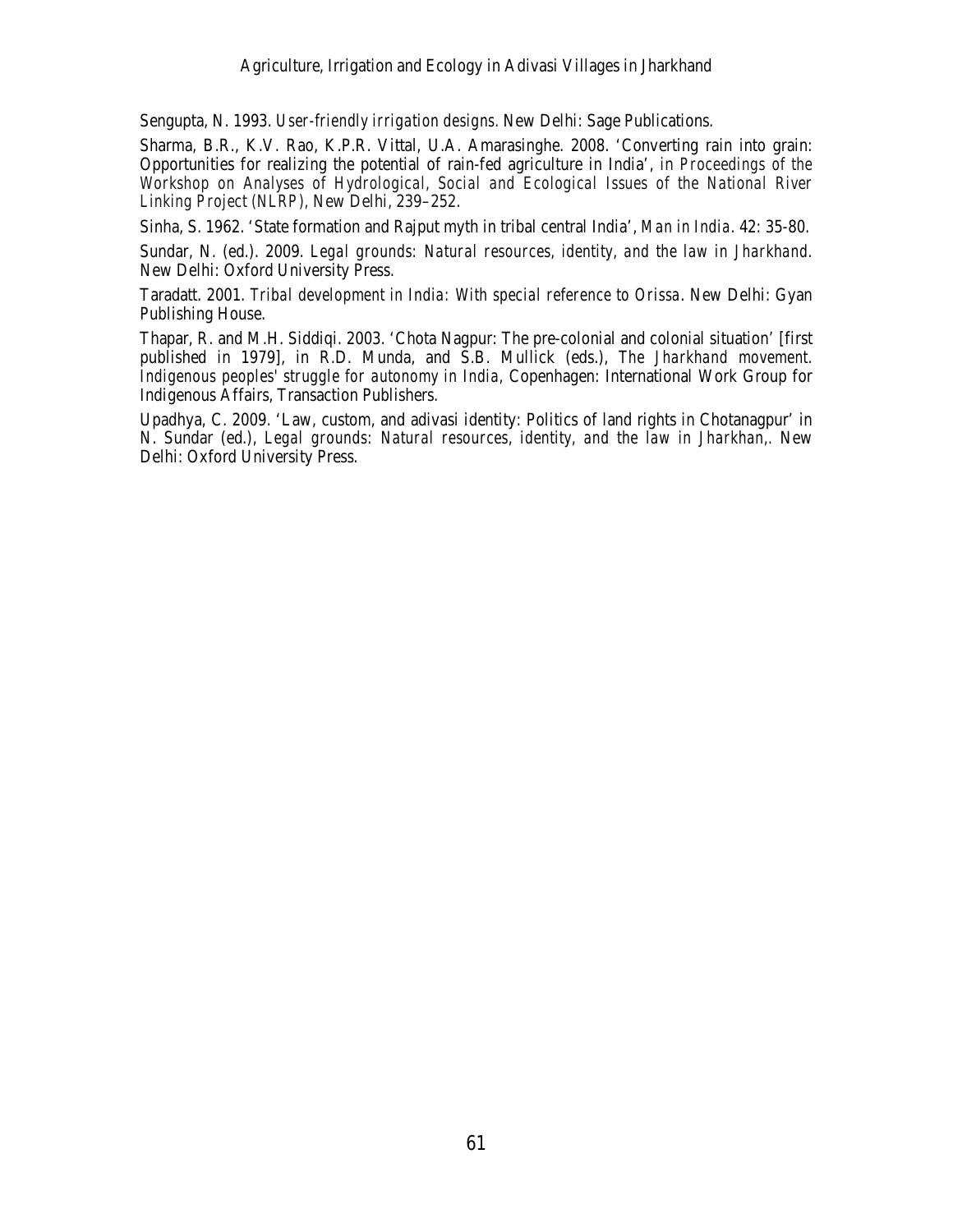Sengupta, N. 1993. *User-friendly irrigation designs*. New Delhi: Sage Publications.

Sharma, B.R., K.V. Rao, K.P.R. Vittal, U.A. Amarasinghe. 2008. 'Converting rain into grain: Opportunities for realizing the potential of rain-fed agriculture in India', *in Proceedings of the Workshop on Analyses of Hydrological, Social and Ecological Issues of the National River Linking Project (NLRP)*, New Delhi, 239–252.

Sinha, S. 1962. 'State formation and Rajput myth in tribal central India', *Man in India*. 42: 35-80.

Sundar, N. (ed.). 2009. *Legal grounds: Natural resources, identity, and the law in Jharkhand*. New Delhi: Oxford University Press.

Taradatt. 2001. *Tribal development in India: With special reference to Orissa*. New Delhi: Gyan Publishing House.

Thapar, R. and M.H. Siddiqi. 2003. 'Chota Nagpur: The pre-colonial and colonial situation' [first published in 1979], in R.D. Munda, and S.B. Mullick (eds.), *The Jharkhand movement. Indigenous peoples' struggle for autonomy in India*, Copenhagen: International Work Group for Indigenous Affairs, Transaction Publishers.

Upadhya, C. 2009. 'Law, custom, and adivasi identity: Politics of land rights in Chotanagpur' in N. Sundar (ed.), *Legal grounds: Natural resources, identity, and the law in Jharkhan,*. New Delhi: Oxford University Press.